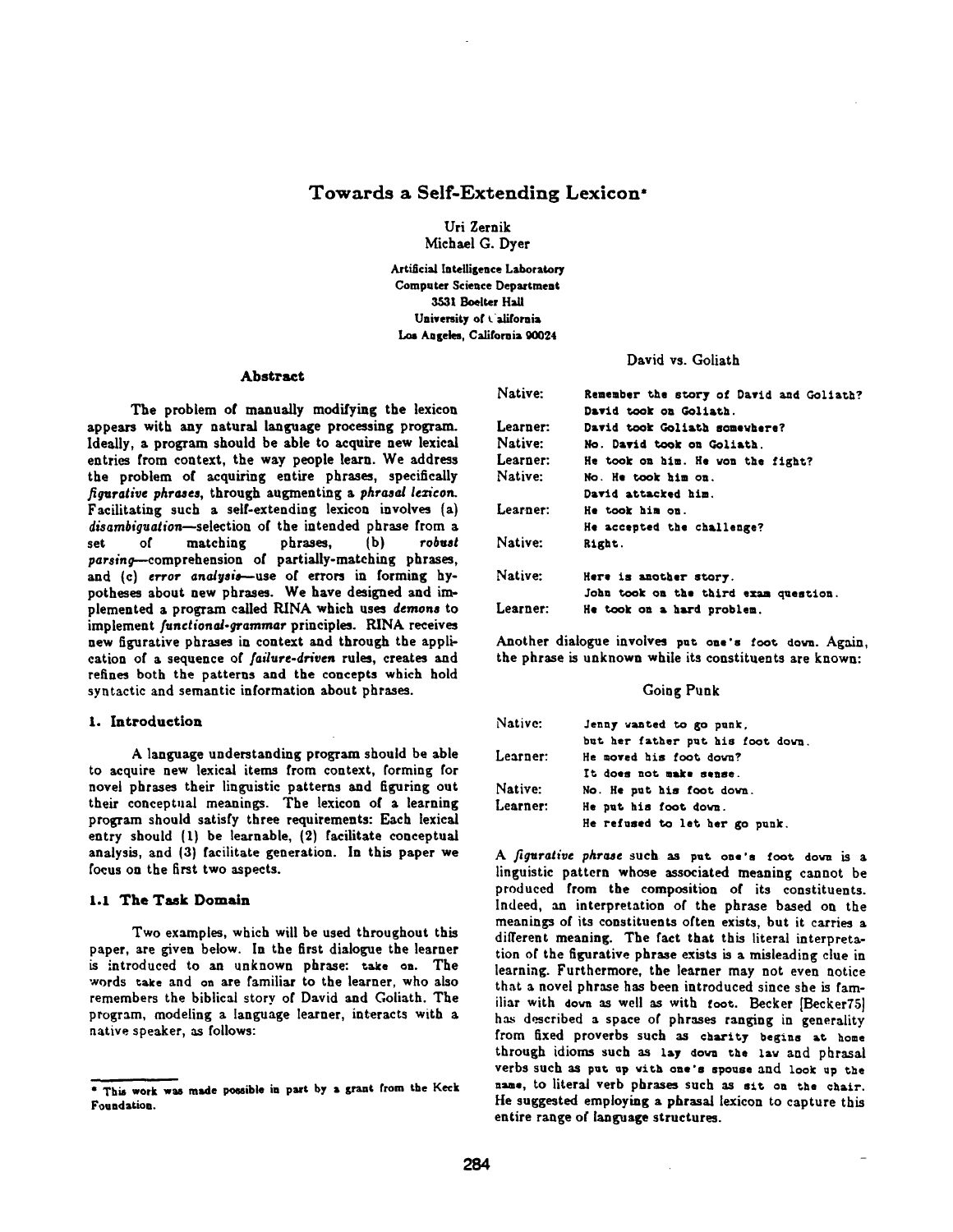# Towards a Self-Extending Lexicon*

Uri Zernik
Michael G. Dyer

Artificial Intelligence Laboratory
Computer Science Department
3531 Boelter Hall
University of California
Los Angeles, California 90024

## Abstract

The problem of manually modifying the lexicon appears with any natural language processing program. Ideally, a program should be able to acquire new lexical entries from context, the way people learn. We address the problem of acquiring entire phrases, specifically *figurative phrases*, through augmenting a *phrasal lexicon*. Facilitating such a self-extending lexicon involves (a) *disambiguation*—selection of the intended phrase from a set of matching phrases, (b) *robust parsing*—comprehension of partially-matching phrases, and (c) *error analysis*—use of errors in forming hypotheses about new phrases. We have designed and implemented a program called RINA which uses *demons* to implement *functional-grammar* principles. RINA receives new figurative phrases in context and through the application of a sequence of *failure-driven* rules, creates and refines both the patterns and the concepts which hold syntactic and semantic information about phrases.

## 1. Introduction

A language understanding program should be able to acquire new lexical items from context, forming for novel phrases their linguistic patterns and figuring out their conceptual meanings. The lexicon of a learning program should satisfy three requirements: Each lexical entry should (1) be learnable, (2) facilitate conceptual analysis, and (3) facilitate generation. In this paper we focus on the first two aspects.

### 1.1 The Task Domain

Two examples, which will be used throughout this paper, are given below. In the first dialogue the learner is introduced to an unknown phrase: `take on`. The words `take` and `on` are familiar to the learner, who also remembers the biblical story of David and Goliath. The program, modeling a language learner, interacts with a native speaker, as follows:

David vs. Goliath

| | |
|---|---|
| Native: | `Remember the story of David and Goliath?` `David took on Goliath.` |
| Learner: | `David took Goliath somewhere?` |
| Native: | `No. David took on Goliath.` |
| Learner: | `He took on him. He won the fight?` |
| Native: | `No. He took him on.` `David attacked him.` |
| Learner: | `He took him on.` `He accepted the challenge?` |
| Native: | `Right.` |
| Native: | `Here is another story.` `John took on the third exam question.` |
| Learner: | `He took on a hard problem.` |

Another dialogue involves `put one's foot down`. Again, the phrase is unknown while its constituents are known:

Going Punk

| | |
|---|---|
| Native: | `Jenny wanted to go punk,` `but her father put his foot down.` |
| Learner: | `He moved his foot down?` `It does not make sense.` |
| Native: | `No. He put his foot down.` |
| Learner: | `He put his foot down.` `He refused to let her go punk.` |

A *figurative phrase* such as `put one's foot down` is a linguistic pattern whose associated meaning cannot be produced from the composition of its constituents. Indeed, an interpretation of the phrase based on the meanings of its constituents often exists, but it carries a different meaning. The fact that this literal interpretation of the figurative phrase exists is a misleading clue in learning. Furthermore, the learner may not even notice that a novel phrase has been introduced since she is familiar with `down` as well as with `foot`. Becker [Becker75] has described a space of phrases ranging in generality from fixed proverbs such as `charity begins at home` through idioms such as `lay down the law` and phrasal verbs such as `put up with one's spouse` and `look up the name`, to literal verb phrases such as `sit on the chair`. He suggested employing a phrasal lexicon to capture this entire range of language structures.

---

\* This work was made possible in part by a grant from the Keck Foundation.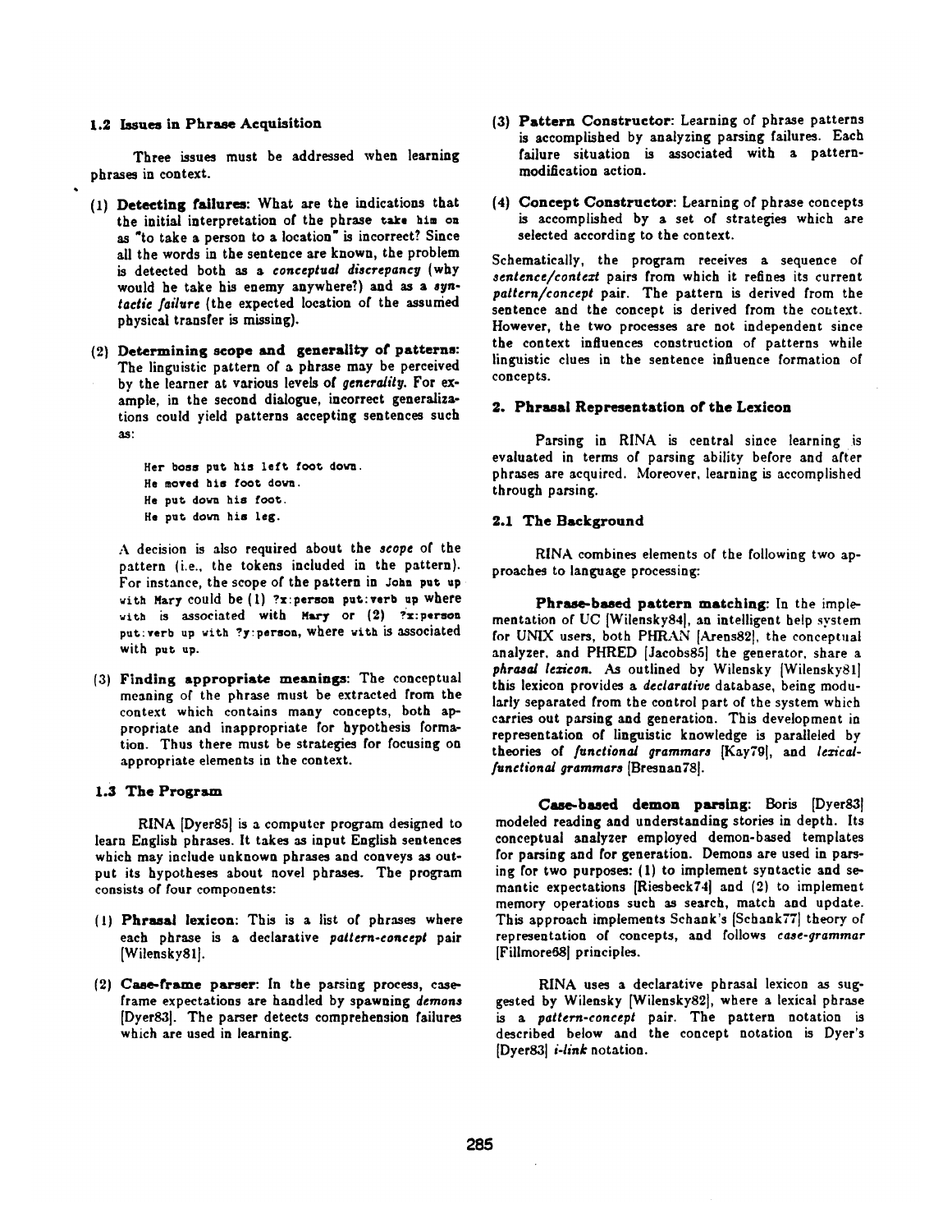### 1.2 Issues in Phrase Acquisition

Three issues must be addressed when learning phrases in context.

(1) **Detecting failures**: What are the indications that the initial interpretation of the phrase `take him on` as "to take a person to a location" is incorrect? Since all the words in the sentence are known, the problem is detected both as a *conceptual discrepancy* (why would he take his enemy anywhere?) and as a *syntactic failure* (the expected location of the assumed physical transfer is missing).

(2) **Determining scope and generality of patterns**: The linguistic pattern of a phrase may be perceived by the learner at various levels of *generality*. For example, in the second dialogue, incorrect generalizations could yield patterns accepting sentences such as:

```
Her boss put his left foot down.
He moved his foot down.
He put down his foot.
He put down his leg.
```

A decision is also required about the *scope* of the pattern (i.e., the tokens included in the pattern). For instance, the scope of the pattern in `John put up with Mary` could be (1) `?x:person put:verb up` where `with` is associated with `Mary` or (2) `?x:person put:verb up with ?y:person`, where `with` is associated with `put up`.

(3) **Finding appropriate meanings**: The conceptual meaning of the phrase must be extracted from the context which contains many concepts, both appropriate and inappropriate for hypothesis formation. Thus there must be strategies for focusing on appropriate elements in the context.

### 1.3 The Program

RINA [Dyer85] is a computer program designed to learn English phrases. It takes as input English sentences which may include unknown phrases and conveys as output its hypotheses about novel phrases. The program consists of four components:

(1) **Phrasal lexicon**: This is a list of phrases where each phrase is a declarative *pattern-concept* pair [Wilensky81].

(2) **Case-frame parser**: In the parsing process, case-frame expectations are handled by spawning *demons* [Dyer83]. The parser detects comprehension failures which are used in learning.

(3) **Pattern Constructor**: Learning of phrase patterns is accomplished by analyzing parsing failures. Each failure situation is associated with a pattern-modification action.

(4) **Concept Constructor**: Learning of phrase concepts is accomplished by a set of strategies which are selected according to the context.

Schematically, the program receives a sequence of *sentence/context* pairs from which it refines its current *pattern/concept* pair. The pattern is derived from the sentence and the concept is derived from the context. However, the two processes are not independent since the context influences construction of patterns while linguistic clues in the sentence influence formation of concepts.

## 2. Phrasal Representation of the Lexicon

Parsing in RINA is central since learning is evaluated in terms of parsing ability before and after phrases are acquired. Moreover, learning is accomplished through parsing.

### 2.1 The Background

RINA combines elements of the following two approaches to language processing:

**Phrase-based pattern matching**: In the implementation of UC [Wilensky84], an intelligent help system for UNIX users, both PHRAN [Arens82], the conceptual analyzer, and PHRED [Jacobs85] the generator, share a *phrasal lexicon*. As outlined by Wilensky [Wilensky81] this lexicon provides a *declarative* database, being modularly separated from the control part of the system which carries out parsing and generation. This development in representation of linguistic knowledge is paralleled by theories of *functional grammars* [Kay79], and *lexical-functional grammars* [Bresnan78].

**Case-based demon parsing**: Boris [Dyer83] modeled reading and understanding stories in depth. Its conceptual analyzer employed demon-based templates for parsing and for generation. Demons are used in parsing for two purposes: (1) to implement syntactic and semantic expectations [Riesbeck74] and (2) to implement memory operations such as search, match and update. This approach implements Schank's [Schank77] theory of representation of concepts, and follows *case-grammar* [Fillmore68] principles.

RINA uses a declarative phrasal lexicon as suggested by Wilensky [Wilensky82], where a lexical phrase is a *pattern-concept* pair. The pattern notation is described below and the concept notation is Dyer's [Dyer83] *i-link* notation.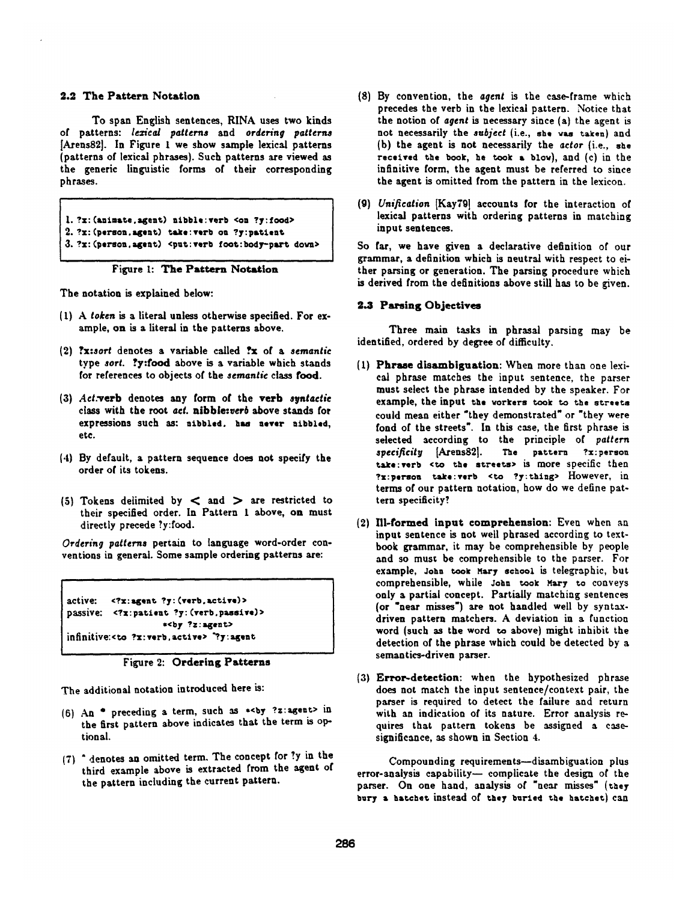### 2.2 The Pattern Notation

To span English sentences, RINA uses two kinds of patterns: *lexical patterns* and *ordering patterns* [Arens82]. In Figure 1 we show sample lexical patterns (patterns of lexical phrases). Such patterns are viewed as the generic linguistic forms of their corresponding phrases.

```
1. ?x:(animate,agent) nibble:verb <on ?y:food>
2. ?x:(person,agent) take:verb on ?y:patient
3. ?x:(person,agent) <put:verb foot:body-part down>
```

Figure 1: **The Pattern Notation**

The notation is explained below:

(1) A *token* is a literal unless otherwise specified. For example, on is a literal in the patterns above.

(2) **?x:***sort* denotes a variable called **?x** of a *semantic* type *sort*. **?y:food** above is a variable which stands for references to objects of the *semantic* class **food**.

(3) *Act:***verb** denotes any form of the **verb** *syntactic* class with the root *act*. **nibble:***verb* above stands for expressions such as: nibbled, has never nibbled, etc.

(4) By default, a pattern sequence does not specify the order of its tokens.

(5) Tokens delimited by < and > are restricted to their specified order. In Pattern 1 above, on must directly precede ?y:food.

*Ordering patterns* pertain to language word-order conventions in general. Some sample ordering patterns are:

```
active:      <?x:agent ?y:(verb,active)>
passive:     <?x:patient ?y:(verb,passive)>
                  *<by ?z:agent>
infinitive:<to ?x:verb,active> ^?y:agent
```

Figure 2: **Ordering Patterns**

The additional notation introduced here is:

(6) An * preceding a term, such as *<by ?z:agent> in the first pattern above indicates that the term is optional.

(7) ^ denotes an omitted term. The concept for ?y in the third example above is extracted from the agent of the pattern including the current pattern.

(8) By convention, the *agent* is the case-frame which precedes the verb in the lexical pattern. Notice that the notion of *agent* is necessary since (a) the agent is not necessarily the *subject* (i.e., she was taken) and (b) the agent is not necessarily the *actor* (i.e., she received the book, he took a blow), and (c) in the infinitive form, the agent must be referred to since the agent is omitted from the pattern in the lexicon.

(9) *Unification* [Kay79] accounts for the interaction of lexical patterns with ordering patterns in matching input sentences.

So far, we have given a declarative definition of our grammar, a definition which is neutral with respect to either parsing or generation. The parsing procedure which is derived from the definitions above still has to be given.

### 2.3 Parsing Objectives

Three main tasks in phrasal parsing may be identified, ordered by degree of difficulty.

(1) **Phrase disambiguation**: When more than one lexical phrase matches the input sentence, the parser must select the phrase intended by the speaker. For example, the input the workers took to the streets could mean either "they demonstrated" or "they were fond of the streets". In this case, the first phrase is selected according to the principle of *pattern specificity* [Arens82]. The pattern ?x:person take:verb <to the streets> is more specific then ?x:person take:verb <to ?y:thing> However, in terms of our pattern notation, how do we define pattern specificity?

(2) **Ill-formed input comprehension**: Even when an input sentence is not well phrased according to textbook grammar, it may be comprehensible by people and so must be comprehensible to the parser. For example, John took Mary school is telegraphic, but comprehensible, while John took Mary to conveys only a partial concept. Partially matching sentences (or "near misses") are not handled well by syntax-driven pattern matchers. A deviation in a function word (such as the word to above) might inhibit the detection of the phrase which could be detected by a semantics-driven parser.

(3) **Error-detection**: when the hypothesized phrase does not match the input sentence/context pair, the parser is required to detect the failure and return with an indication of its nature. Error analysis requires that pattern tokens be assigned a case-significance, as shown in Section 4.

Compounding requirements—disambiguation plus error-analysis capability— complicate the design of the parser. On one hand, analysis of "near misses" (they bury a hatchet instead of they buried the hatchet) can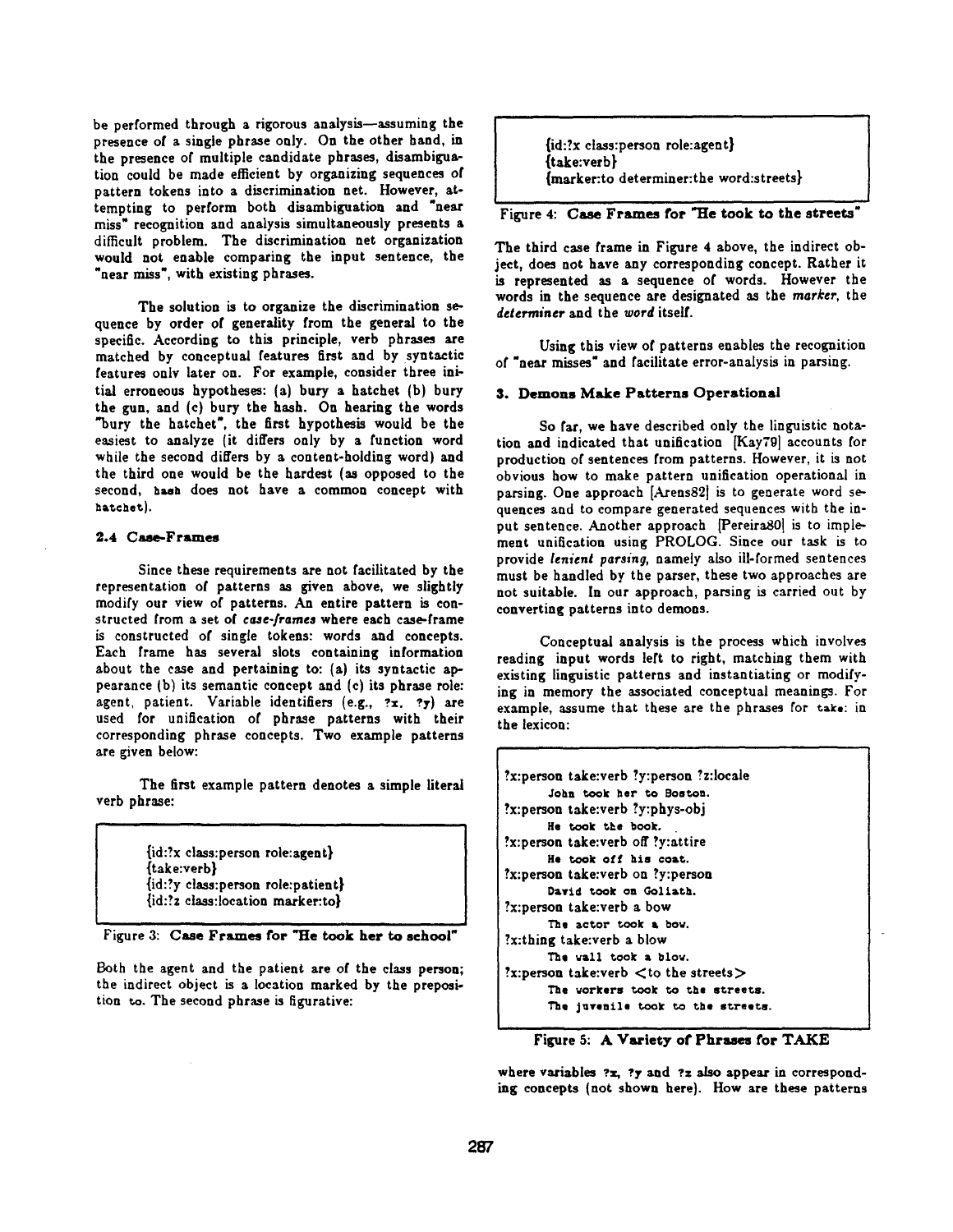be performed through a rigorous analysis—assuming the presence of a single phrase only. On the other hand, in the presence of multiple candidate phrases, disambiguation could be made efficient by organizing sequences of pattern tokens into a discrimination net. However, attempting to perform both disambiguation and "near miss" recognition and analysis simultaneously presents a difficult problem. The discrimination net organization would not enable comparing the input sentence, the "near miss", with existing phrases.

The solution is to organize the discrimination sequence by order of generality from the general to the specific. According to this principle, verb phrases are matched by conceptual features first and by syntactic features only later on. For example, consider three initial erroneous hypotheses: (a) bury a hatchet (b) bury the gun, and (c) bury the hash. On hearing the words "bury the hatchet", the first hypothesis would be the easiest to analyze (it differs only by a function word while the second differs by a content-holding word) and the third one would be the hardest (as opposed to the second, hash does not have a common concept with hatchet).

### 2.4 Case-Frames

Since these requirements are not facilitated by the representation of patterns as given above, we slightly modify our view of patterns. An entire pattern is constructed from a set of *case-frames* where each case-frame is constructed of single tokens: words and concepts. Each frame has several slots containing information about the case and pertaining to: (a) its syntactic appearance (b) its semantic concept and (c) its phrase role: agent, patient. Variable identifiers (e.g., ?x, ?y) are used for unification of phrase patterns with their corresponding phrase concepts. Two example patterns are given below:

The first example pattern denotes a simple literal verb phrase:

```
{id:?x class:person role:agent}
{take:verb}
{id:?y class:person role:patient}
{id:?z class:location marker:to}
```

Figure 3: **Case Frames for "He took her to school"**

Both the agent and the patient are of the class person; the indirect object is a location marked by the preposition to. The second phrase is figurative:

```
{id:?x class:person role:agent}
{take:verb}
{marker:to determiner:the word:streets}
```

Figure 4: **Case Frames for "He took to the streets"**

The third case frame in Figure 4 above, the indirect object, does not have any corresponding concept. Rather it is represented as a sequence of words. However the words in the sequence are designated as the *marker*, the *determiner* and the *word* itself.

Using this view of patterns enables the recognition of "near misses" and facilitate error-analysis in parsing.

### 3. Demons Make Patterns Operational

So far, we have described only the linguistic notation and indicated that unification [Kay79] accounts for production of sentences from patterns. However, it is not obvious how to make pattern unification operational in parsing. One approach [Arens82] is to generate word sequences and to compare generated sequences with the input sentence. Another approach [Pereira80] is to implement unification using PROLOG. Since our task is to provide *lenient parsing*, namely also ill-formed sentences must be handled by the parser, these two approaches are not suitable. In our approach, parsing is carried out by converting patterns into demons.

Conceptual analysis is the process which involves reading input words left to right, matching them with existing linguistic patterns and instantiating or modifying in memory the associated conceptual meanings. For example, assume that these are the phrases for take: in the lexicon:

```
?x:person take:verb ?y:person ?z:locale
      John took her to Boston.
?x:person take:verb ?y:phys-obj
      He took the book.
?x:person take:verb off ?y:attire
      He took off his coat.
?x:person take:verb on ?y:person
      David took on Goliath.
?x:person take:verb a bow
      The actor took a bow.
?x:thing take:verb a blow
      The wall took a blow.
?x:person take:verb <to the streets>
      The workers took to the streets.
      The juvenile took to the streets.
```

Figure 5: **A Variety of Phrases for TAKE**

where variables ?x, ?y and ?z also appear in corresponding concepts (not shown here). How are these patterns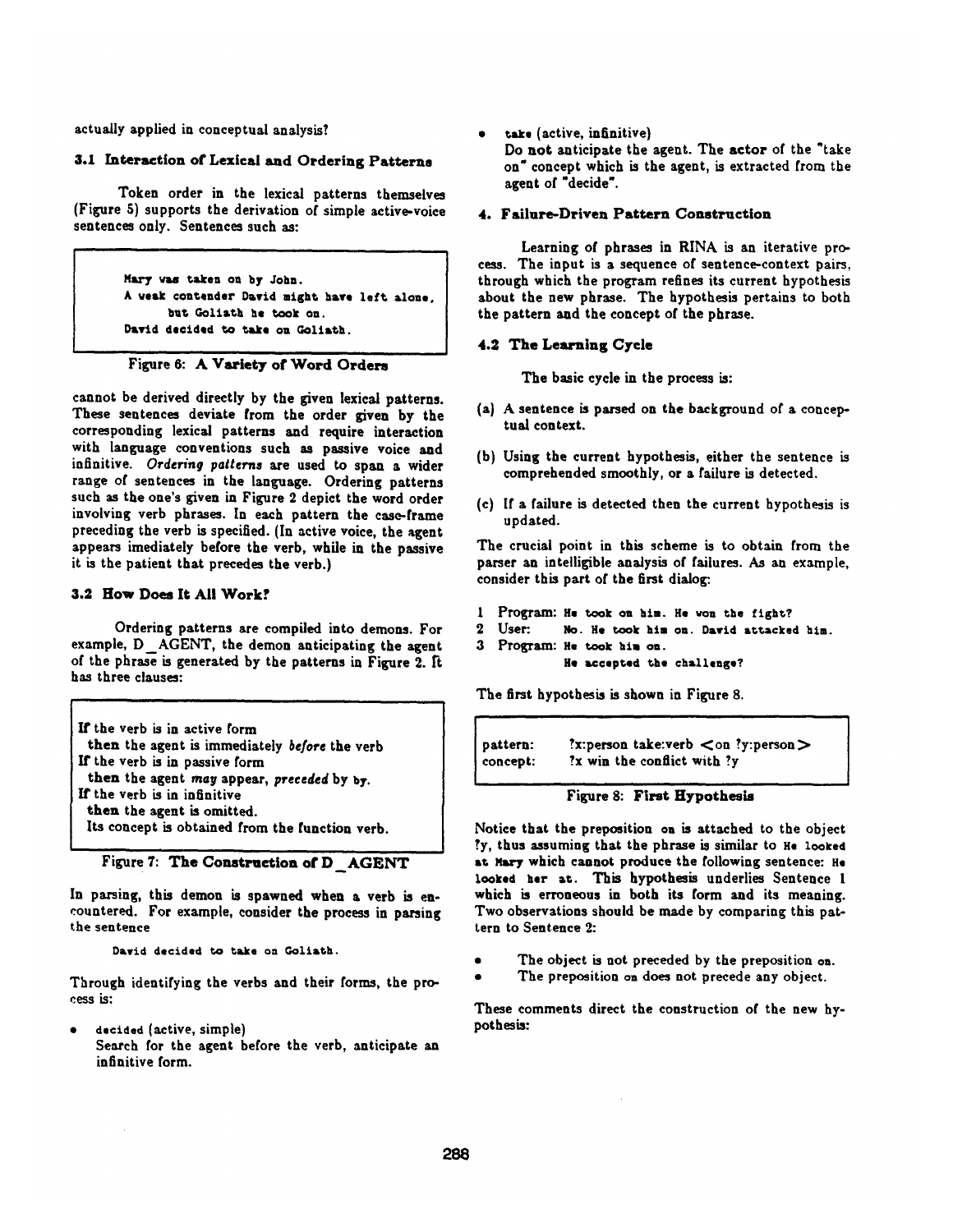actually applied in conceptual analysis?

### 3.1 Interaction of Lexical and Ordering Patterns

Token order in the lexical patterns themselves (Figure 5) supports the derivation of simple active-voice sentences only. Sentences such as:

```
Mary was taken on by John.
A weak contender David might have left alone,
      but Goliath he took on.
David decided to take on Goliath.
```

Figure 6: **A Variety of Word Orders**

cannot be derived directly by the given lexical patterns. These sentences deviate from the order given by the corresponding lexical patterns and require interaction with language conventions such as passive voice and infinitive. *Ordering patterns* are used to span a wider range of sentences in the language. Ordering patterns such as the one's given in Figure 2 depict the word order involving verb phrases. In each pattern the case-frame preceding the verb is specified. (In active voice, the agent appears imediately before the verb, while in the passive it is the patient that precedes the verb.)

### 3.2 How Does It All Work?

Ordering patterns are compiled into demons. For example, D_AGENT, the demon anticipating the agent of the phrase is generated by the patterns in Figure 2. It has three clauses:

> **If** the verb is in active form
> **then** the agent is immediately *before* the verb
> **If** the verb is in passive form
> **then** the agent *may* appear, *preceded* by by.
> **If** the verb is in infinitive
> **then** the agent is omitted.
> Its concept is obtained from the function verb.

Figure 7: **The Construction of D_AGENT**

In parsing, this demon is spawned when a verb is encountered. For example, consider the process in parsing the sentence

David decided to take on Goliath.

Through identifying the verbs and their forms, the process is:

- decided (active, simple)
  Search for the agent before the verb, anticipate an infinitive form.
- take (active, infinitive)
  Do **not** anticipate the agent. The **actor** of the "take on" concept which is the agent, is extracted from the agent of "decide".

## 4. Failure-Driven Pattern Construction

Learning of phrases in RINA is an iterative process. The input is a sequence of sentence-context pairs, through which the program refines its current hypothesis about the new phrase. The hypothesis pertains to both the pattern and the concept of the phrase.

### 4.2 The Learning Cycle

The basic cycle in the process is:

(a) A sentence is parsed on the background of a conceptual context.

(b) Using the current hypothesis, either the sentence is comprehended smoothly, or a failure is detected.

(c) If a failure is detected then the current hypothesis is updated.

The crucial point in this scheme is to obtain from the parser an intelligible analysis of failures. As an example, consider this part of the first dialog:

1 Program: He took on him. He won the fight?
2 User: No. He took him on. David attacked him.
3 Program: He took him on.
He accepted the challenge?

The first hypothesis is shown in Figure 8.

| | |
|---|---|
| pattern: | ?x:person take:verb <on ?y:person> |
| concept: | ?x win the conflict with ?y |

Figure 8: **First Hypothesis**

Notice that the preposition on is attached to the object ?y, thus assuming that the phrase is similar to He looked at Mary which cannot produce the following sentence: He looked her at. This hypothesis underlies Sentence 1 which is erroneous in both its form and its meaning. Two observations should be made by comparing this pattern to Sentence 2:

- The object is not preceded by the preposition on.
- The preposition on does not precede any object.

These comments direct the construction of the new hypothesis: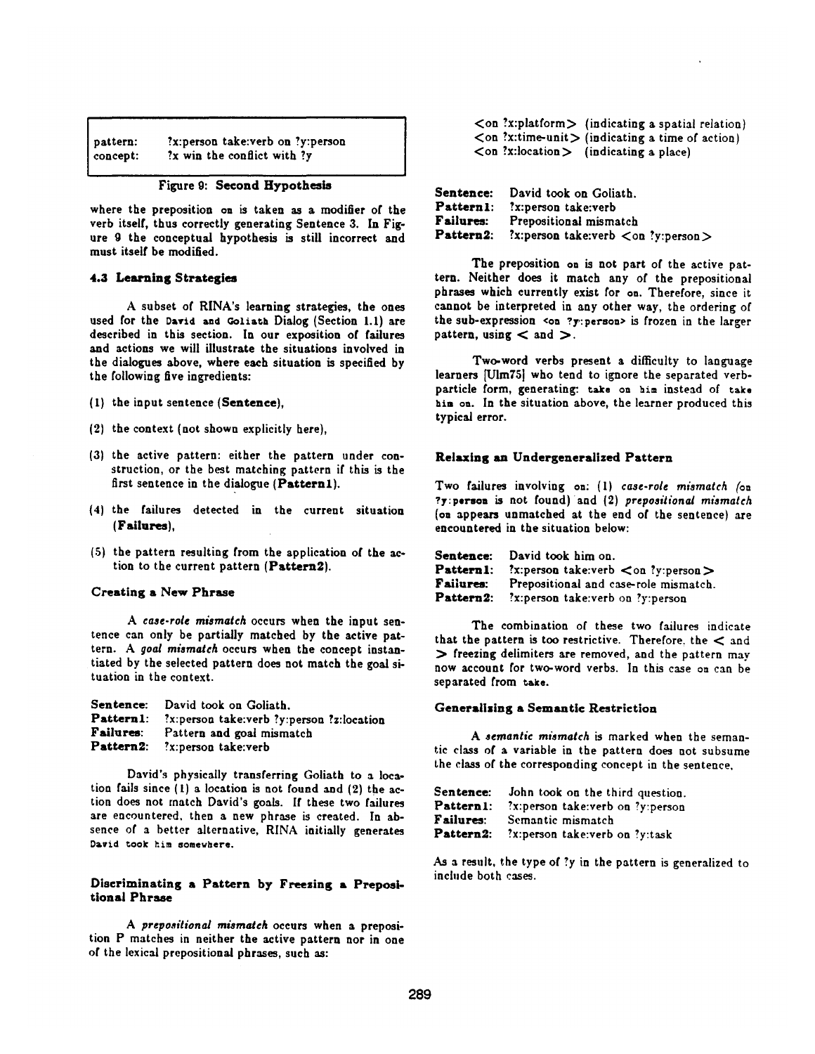| | |
|---|---|
| pattern: | ?x:person take:verb on ?y:person |
| concept: | ?x win the conflict with ?y |

Figure 9: **Second Hypothesis**

where the preposition on is taken as a modifier of the verb itself, thus correctly generating Sentence 3. In Figure 9 the conceptual hypothesis is still incorrect and must itself be modified.

### 4.3 Learning Strategies

A subset of RINA's learning strategies, the ones used for the David and Goliath Dialog (Section 1.1) are described in this section. In our exposition of failures and actions we will illustrate the situations involved in the dialogues above, where each situation is specified by the following five ingredients:

(1) the input sentence (**Sentence**),

(2) the context (not shown explicitly here),

(3) the active pattern: either the pattern under construction, or the best matching pattern if this is the first sentence in the dialogue (**Pattern1**).

(4) the failures detected in the current situation (**Failures**),

(5) the pattern resulting from the application of the action to the current pattern (**Pattern2**).

#### Creating a New Phrase

A *case-role mismatch* occurs when the input sentence can only be partially matched by the active pattern. A *goal mismatch* occurs when the concept instantiated by the selected pattern does not match the goal situation in the context.

**Sentence:** David took on Goliath.
**Pattern1:** ?x:person take:verb ?y:person ?z:location
**Failures:** Pattern and goal mismatch
**Pattern2:** ?x:person take:verb

David's physically transferring Goliath to a location fails since (1) a location is not found and (2) the action does not match David's goals. If these two failures are encountered, then a new phrase is created. In absence of a better alternative, RINA initially generates David took him somewhere.

#### Discriminating a Pattern by Freezing a Prepositional Phrase

A *prepositional mismatch* occurs when a preposition P matches in neither the active pattern nor in one of the lexical prepositional phrases, such as:

<on ?x:platform> (indicating a spatial relation)
<on ?x:time-unit> (indicating a time of action)
<on ?x:location> (indicating a place)

**Sentence:** David took on Goliath.
**Pattern1:** ?x:person take:verb
**Failures:** Prepositional mismatch
**Pattern2:** ?x:person take:verb <on ?y:person>

The preposition on is not part of the active pattern. Neither does it match any of the prepositional phrases which currently exist for on. Therefore, since it cannot be interpreted in any other way, the ordering of the sub-expression <on ?y:person> is frozen in the larger pattern, using < and >.

Two-word verbs present a difficulty to language learners [Ulm75] who tend to ignore the separated verb-particle form, generating: take on him instead of take him on. In the situation above, the learner produced this typical error.

#### Relaxing an Undergeneralized Pattern

Two failures involving on: (1) *case-role mismatch* (on ?y:person is not found) and (2) *prepositional mismatch* (on appears unmatched at the end of the sentence) are encountered in the situation below:

**Sentence:** David took him on.
**Pattern1:** ?x:person take:verb <on ?y:person>
**Failures:** Prepositional and case-role mismatch.
**Pattern2:** ?x:person take:verb on ?y:person

The combination of these two failures indicate that the pattern is too restrictive. Therefore, the < and > freezing delimiters are removed, and the pattern may now account for two-word verbs. In this case on can be separated from take.

#### Generalizing a Semantic Restriction

A *semantic mismatch* is marked when the semantic class of a variable in the pattern does not subsume the class of the corresponding concept in the sentence.

**Sentence:** John took on the third question.
**Pattern1:** ?x:person take:verb on ?y:person
**Failures:** Semantic mismatch
**Pattern2:** ?x:person take:verb on ?y:task

As a result, the type of ?y in the pattern is generalized to include both cases.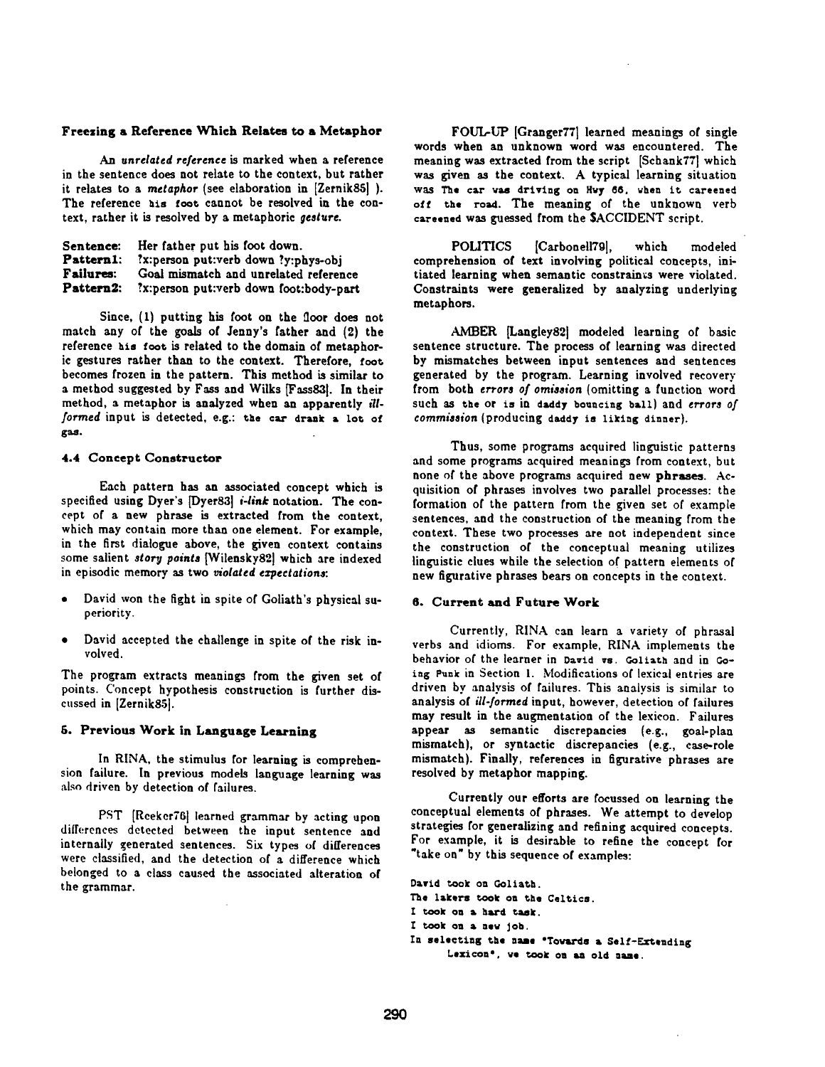### Freezing a Reference Which Relates to a Metaphor

An *unrelated reference* is marked when a reference in the sentence does not relate to the context, but rather it relates to a *metaphor* (see elaboration in [Zernik85] ). The reference `his foot` cannot be resolved in the context, rather it is resolved by a metaphoric *gesture*.

| | |
|---|---|
| **Sentence:** | Her father put his foot down. |
| **Pattern1:** | ?x:person put:verb down ?y:phys-obj |
| **Failures:** | Goal mismatch and unrelated reference |
| **Pattern2:** | ?x:person put:verb down foot:body-part |

Since, (1) putting his foot on the floor does not match any of the goals of Jenny's father and (2) the reference `his foot` is related to the domain of metaphoric gestures rather than to the context. Therefore, `foot` becomes frozen in the pattern. This method is similar to a method suggested by Fass and Wilks [Fass83]. In their method, a metaphor is analyzed when an apparently *ill-formed* input is detected, e.g.: `the car drank a lot of gas.`

### 4.4 Concept Constructor

Each pattern has an associated concept which is specified using Dyer's [Dyer83] *i-link* notation. The concept of a new phrase is extracted from the context, which may contain more than one element. For example, in the first dialogue above, the given context contains some salient *story points* [Wilensky82] which are indexed in episodic memory as two *violated expectations*:

- David won the fight in spite of Goliath's physical superiority.
- David accepted the challenge in spite of the risk involved.

The program extracts meanings from the given set of points. Concept hypothesis construction is further discussed in [Zernik85].

## 5. Previous Work in Language Learning

In RINA, the stimulus for learning is comprehension failure. In previous models language learning was also driven by detection of failures.

PST [Reeker76] learned grammar by acting upon differences detected between the input sentence and internally generated sentences. Six types of differences were classified, and the detection of a difference which belonged to a class caused the associated alteration of the grammar.

FOUL-UP [Granger77] learned meanings of single words when an unknown word was encountered. The meaning was extracted from the script [Schank77] which was given as the context. A typical learning situation was `The car was driving on Hwy 66, when it careened off the road.` The meaning of the unknown verb `careened` was guessed from the $ACCIDENT script.

POLITICS [Carbonell79], which modeled comprehension of text involving political concepts, initiated learning when semantic constraints were violated. Constraints were generalized by analyzing underlying metaphors.

AMBER [Langley82] modeled learning of basic sentence structure. The process of learning was directed by mismatches between input sentences and sentences generated by the program. Learning involved recovery from both *errors of omission* (omitting a function word such as `the` or `is` in `daddy bouncing ball`) and *errors of commission* (producing `daddy is liking dinner`).

Thus, some programs acquired linguistic patterns and some programs acquired meanings from context, but none of the above programs acquired new **phrases**. Acquisition of phrases involves two parallel processes: the formation of the pattern from the given set of example sentences, and the construction of the meaning from the context. These two processes are not independent since the construction of the conceptual meaning utilizes linguistic clues while the selection of pattern elements of new figurative phrases bears on concepts in the context.

## 6. Current and Future Work

Currently, RINA can learn a variety of phrasal verbs and idioms. For example, RINA implements the behavior of the learner in `David vs. Goliath` and in `Going Punk` in Section 1. Modifications of lexical entries are driven by analysis of failures. This analysis is similar to analysis of *ill-formed* input, however, detection of failures may result in the augmentation of the lexicon. Failures appear as semantic discrepancies (e.g., goal-plan mismatch), or syntactic discrepancies (e.g., case-role mismatch). Finally, references in figurative phrases are resolved by metaphor mapping.

Currently our efforts are focussed on learning the conceptual elements of phrases. We attempt to develop strategies for generalizing and refining acquired concepts. For example, it is desirable to refine the concept for "take on" by this sequence of examples:

```
David took on Goliath.
The lakers took on the Celtics.
I took on a hard task.
I took on a new job.
In selecting the name "Towards a Self-Extending
    Lexicon", we took on an old name.
```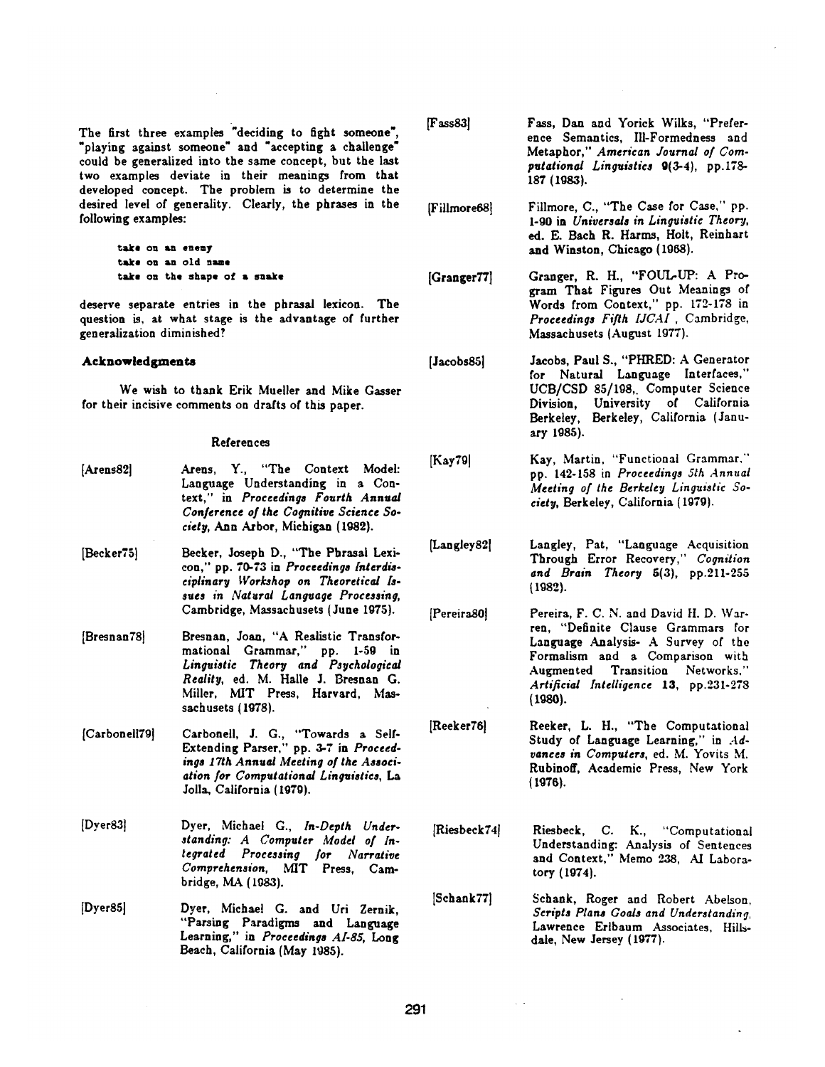The first three examples "deciding to fight someone", "playing against someone" and "accepting a challenge" could be generalized into the same concept, but the last two examples deviate in their meanings from that developed concept. The problem is to determine the desired level of generality. Clearly, the phrases in the following examples:

```
take on an enemy
take on an old name
take on the shape of a snake
```

deserve separate entries in the phrasal lexicon. The question is, at what stage is the advantage of further generalization diminished?

### Acknowledgments

We wish to thank Erik Mueller and Mike Gasser for their incisive comments on drafts of this paper.

## References

[Arens82] Arens, Y., "The Context Model: Language Understanding in a Context," in *Proceedings Fourth Annual Conference of the Cognitive Science Society*, Ann Arbor, Michigan (1982).

[Becker75] Becker, Joseph D., "The Phrasal Lexicon," pp. 70-73 in *Proceedings Interdisciplinary Workshop on Theoretical Issues in Natural Language Processing*, Cambridge, Massachusets (June 1975).

[Bresnan78] Bresnan, Joan, "A Realistic Transformational Grammar," pp. 1-59 in *Linguistic Theory and Psychological Reality*, ed. M. Halle J. Bresnan G. Miller, MIT Press, Harvard, Massachusets (1978).

[Carbonell79] Carbonell, J. G., "Towards a Self-Extending Parser," pp. 3-7 in *Proceedings 17th Annual Meeting of the Association for Computational Linguistics*, La Jolla, California (1979).

[Dyer83] Dyer, Michael G., *In-Depth Understanding: A Computer Model of Integrated Processing for Narrative Comprehension*, MIT Press, Cambridge, MA (1983).

[Dyer85] Dyer, Michael G. and Uri Zernik, "Parsing Paradigms and Language Learning," in *Proceedings AI-85*, Long Beach, California (May 1985).

[Fass83] Fass, Dan and Yorick Wilks, "Preference Semantics, Ill-Formedness and Metaphor," *American Journal of Computational Linguistics* **9**(3-4), pp.178-187 (1983).

[Fillmore68] Fillmore, C., "The Case for Case," pp. 1-90 in *Universals in Linguistic Theory*, ed. E. Bach R. Harms, Holt, Reinhart and Winston, Chicago (1968).

[Granger77] Granger, R. H., "FOUL-UP: A Program That Figures Out Meanings of Words from Context," pp. 172-178 in *Proceedings Fifth IJCAI*, Cambridge, Massachusets (August 1977).

[Jacobs85] Jacobs, Paul S., "PHRED: A Generator for Natural Language Interfaces," UCB/CSD 85/198, Computer Science Division, University of California Berkeley, Berkeley, California (January 1985).

[Kay79] Kay, Martin, "Functional Grammar," pp. 142-158 in *Proceedings 5th Annual Meeting of the Berkeley Linguistic Society*, Berkeley, California (1979).

[Langley82] Langley, Pat, "Language Acquisition Through Error Recovery," *Cognition and Brain Theory* **5**(3), pp.211-255 (1982).

[Pereira80] Pereira, F. C. N. and David H. D. Warren, "Definite Clause Grammars for Language Analysis- A Survey of the Formalism and a Comparison with Augmented Transition Networks," *Artificial Intelligence* **13**, pp.231-278 (1980).

[Reeker76] Reeker, L. H., "The Computational Study of Language Learning," in *Advances in Computers*, ed. M. Yovits M. Rubinoff, Academic Press, New York (1976).

[Riesbeck74] Riesbeck, C. K., "Computational Understanding: Analysis of Sentences and Context," Memo 238, AI Laboratory (1974).

[Schank77] Schank, Roger and Robert Abelson, *Scripts Plans Goals and Understanding*, Lawrence Erlbaum Associates, Hillsdale, New Jersey (1977).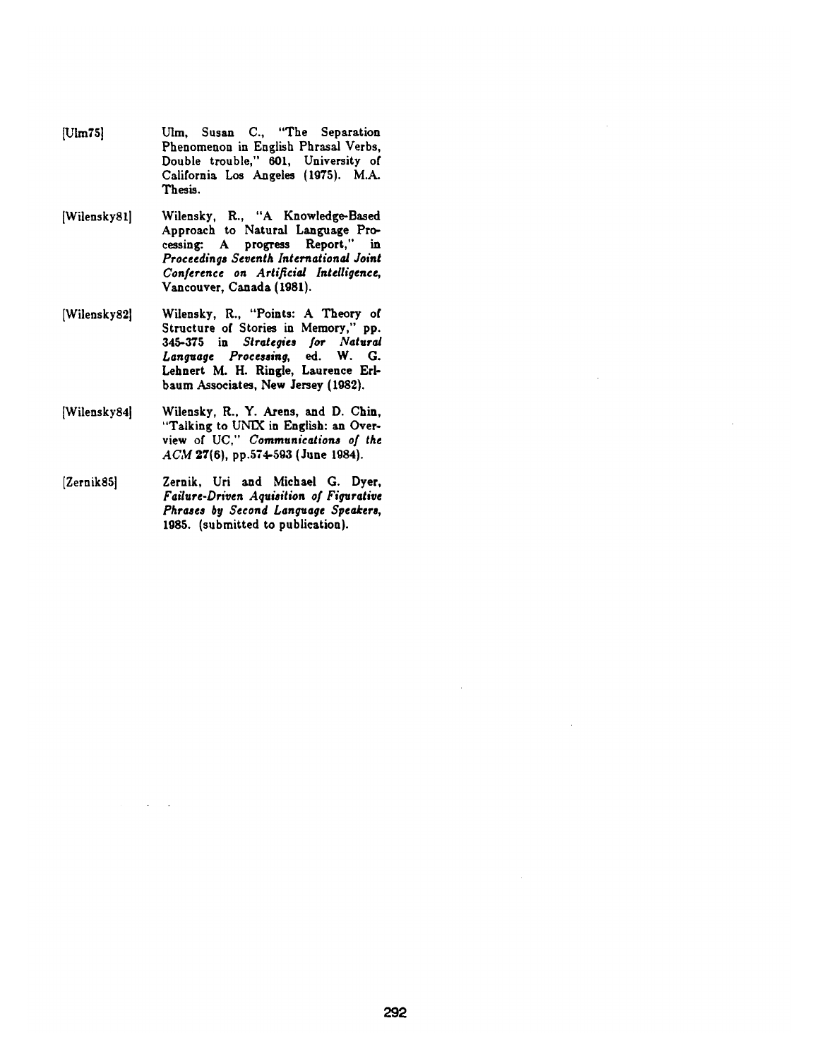[Ulm75] Ulm, Susan C., "The Separation Phenomenon in English Phrasal Verbs, Double trouble," 601, University of California Los Angeles (1975). M.A. Thesis.

[Wilensky81] Wilensky, R., "A Knowledge-Based Approach to Natural Language Processing: A progress Report," in *Proceedings Seventh International Joint Conference on Artificial Intelligence*, Vancouver, Canada (1981).

[Wilensky82] Wilensky, R., "Points: A Theory of Structure of Stories in Memory," pp. 345-375 in *Strategies for Natural Language Processing*, ed. W. G. Lehnert M. H. Ringle, Laurence Erlbaum Associates, New Jersey (1982).

[Wilensky84] Wilensky, R., Y. Arens, and D. Chin, "Talking to UNIX in English: an Overview of UC," *Communications of the ACM* **27**(6), pp.574-593 (June 1984).

[Zernik85] Zernik, Uri and Michael G. Dyer, *Failure-Driven Aquisition of Figurative Phrases by Second Language Speakers*, 1985. (submitted to publication).